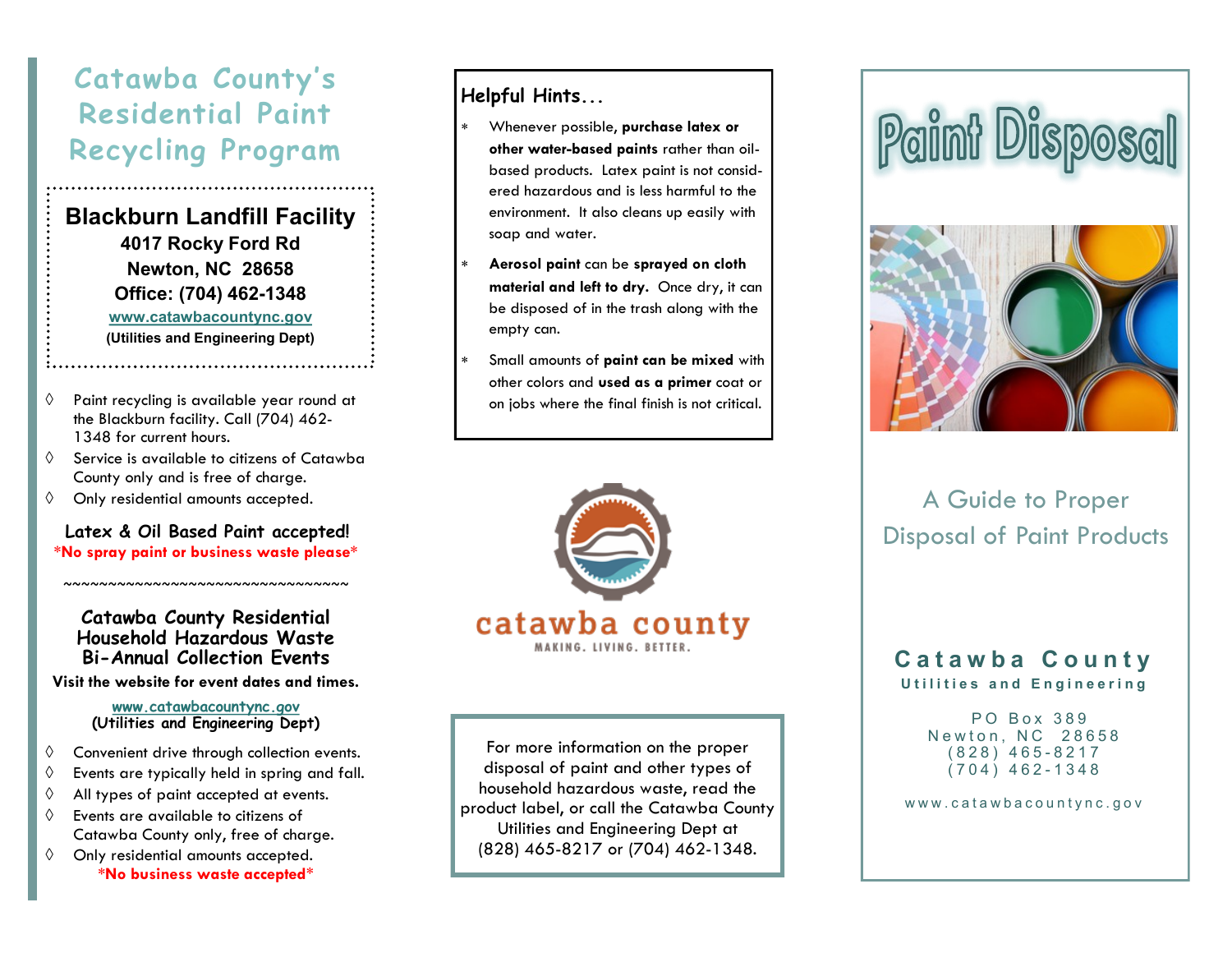# Catawba County's Residential Paint Recycling Program

**Blackburn Landfill Facility**
**4017 Rocky Ford Rd**
**Newton, NC 28658**
**Office: (704) 462-1348**
**www.catawbacountync.gov**
**(Utilities and Engineering Dept)**

- Paint recycling is available year round at the Blackburn facility. Call (704) 462-1348 for current hours.
- Service is available to citizens of Catawba County only and is free of charge.
- Only residential amounts accepted.

**Latex & Oil Based Paint accepted!**
**\*No spray paint or business waste please\***

~~~~~~~~~~~~~~~~~~~~~~~~~~~~~~~~~~

**Catawba County Residential Household Hazardous Waste Bi-Annual Collection Events**

**Visit the website for event dates and times.**

**www.catawbacountync.gov**
**(Utilities and Engineering Dept)**

- Convenient drive through collection events.
- Events are typically held in spring and fall.
- All types of paint accepted at events.
- Events are available to citizens of Catawba County only, free of charge.
- Only residential amounts accepted.

**\*No business waste accepted\***

## Helpful Hints...

- Whenever possible, **purchase latex or other water-based paints** rather than oil-based products. Latex paint is not considered hazardous and is less harmful to the environment. It also cleans up easily with soap and water.
- **Aerosol paint** can be **sprayed on cloth material and left to dry.** Once dry, it can be disposed of in the trash along with the empty can.
- Small amounts of **paint can be mixed** with other colors and **used as a primer** coat or on jobs where the final finish is not critical.

catawba county
MAKING. LIVING. BETTER.

For more information on the proper disposal of paint and other types of household hazardous waste, read the product label, or call the Catawba County Utilities and Engineering Dept at (828) 465-8217 or (704) 462-1348.

# Paint Disposal

A Guide to Proper Disposal of Paint Products

**Catawba County**
**Utilities and Engineering**

PO Box 389
Newton, NC 28658
(828) 465-8217
(704) 462-1348

www.catawbacountync.gov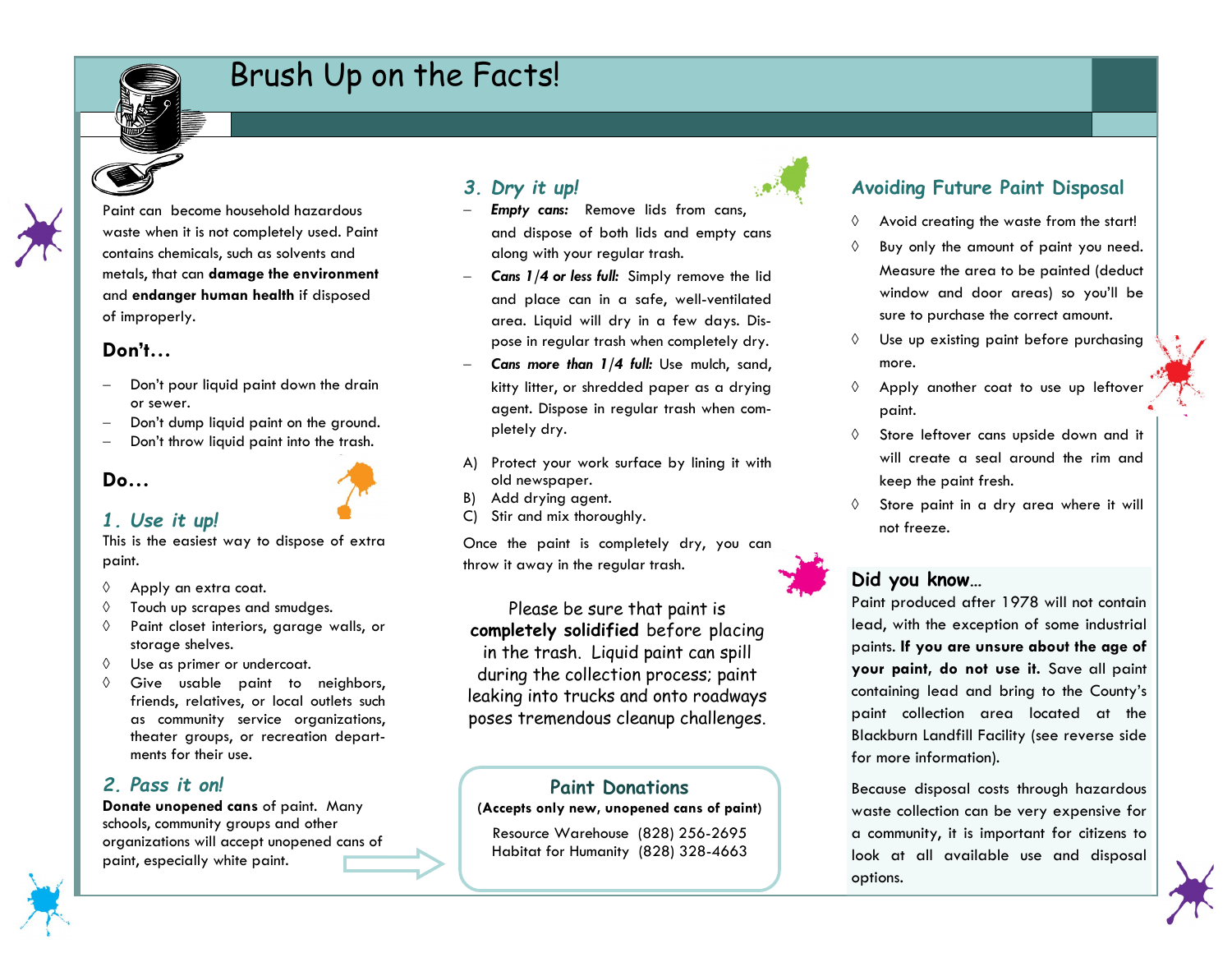# Brush Up on the Facts!

Paint can become household hazardous waste when it is not completely used. Paint contains chemicals, such as solvents and metals, that can **damage the environment** and **endanger human health** if disposed of improperly.

### Don't…

- Don't pour liquid paint down the drain or sewer.
- Don't dump liquid paint on the ground.
- Don't throw liquid paint into the trash.

### Do…

## *1. Use it up!*

This is the easiest way to dispose of extra paint.

- ◊ Apply an extra coat.
- ◊ Touch up scrapes and smudges.
- ◊ Paint closet interiors, garage walls, or storage shelves.
- ◊ Use as primer or undercoat.
- ◊ Give usable paint to neighbors, friends, relatives, or local outlets such as community service organizations, theater groups, or recreation departments for their use.

## *2. Pass it on!*

**Donate unopened cans** of paint. Many schools, community groups and other organizations will accept unopened cans of paint, especially white paint.

## *3. Dry it up!*

- ***Empty cans:*** Remove lids from cans, and dispose of both lids and empty cans along with your regular trash.
- ***Cans 1/4 or less full:*** Simply remove the lid and place can in a safe, well-ventilated area. Liquid will dry in a few days. Dispose in regular trash when completely dry.
- ***Cans more than 1/4 full:*** Use mulch, sand, kitty litter, or shredded paper as a drying agent. Dispose in regular trash when completely dry.

A) Protect your work surface by lining it with old newspaper.
B) Add drying agent.
C) Stir and mix thoroughly.

Once the paint is completely dry, you can throw it away in the regular trash.

Please be sure that paint is **completely solidified** before placing in the trash. Liquid paint can spill during the collection process; paint leaking into trucks and onto roadways poses tremendous cleanup challenges.

### Paint Donations

**(Accepts only new, unopened cans of paint)**

Resource Warehouse (828) 256-2695
Habitat for Humanity (828) 328-4663

## Avoiding Future Paint Disposal

- ◊ Avoid creating the waste from the start!
- ◊ Buy only the amount of paint you need. Measure the area to be painted (deduct window and door areas) so you'll be sure to purchase the correct amount.
- ◊ Use up existing paint before purchasing more.
- ◊ Apply another coat to use up leftover paint.
- ◊ Store leftover cans upside down and it will create a seal around the rim and keep the paint fresh.
- ◊ Store paint in a dry area where it will not freeze.

### Did you know…

Paint produced after 1978 will not contain lead, with the exception of some industrial paints. **If you are unsure about the age of your paint, do not use it.** Save all paint containing lead and bring to the County's paint collection area located at the Blackburn Landfill Facility (see reverse side for more information).

Because disposal costs through hazardous waste collection can be very expensive for a community, it is important for citizens to look at all available use and disposal options.